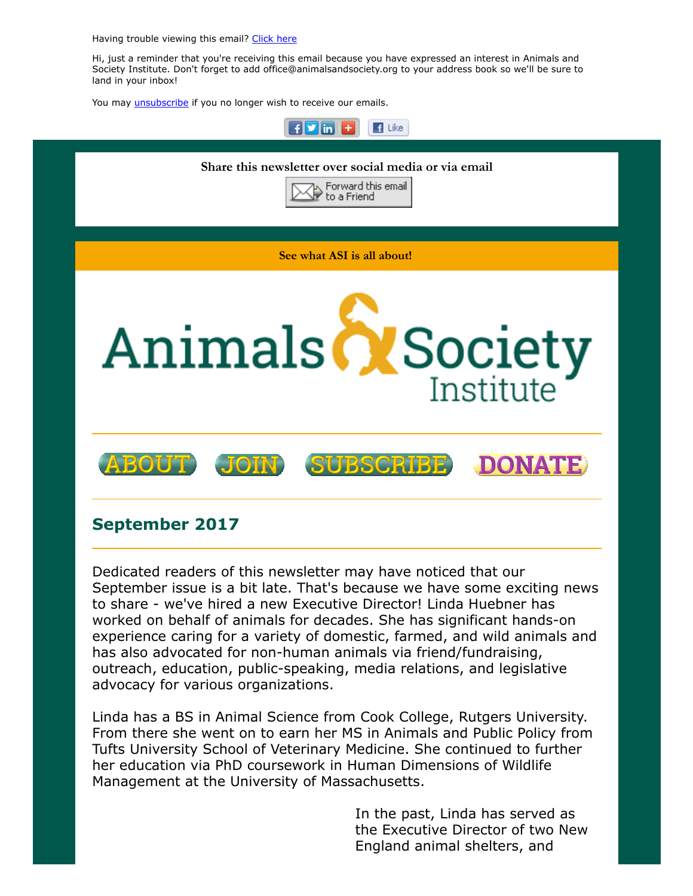Having trouble viewing this email? Click here

Hi, just a reminder that you're receiving this email because you have expressed an interest in Animals and Society Institute. Don't forget to add office@animalsandsociety.org to your address book so we'll be sure to land in your inbox!

You may unsubscribe if you no longer wish to receive our emails.

**Share this newsletter over social media or via email**

Forward this email to a Friend

**See what ASI is all about!**

Animals & Society Institute

ABOUT JOIN SUBSCRIBE DONATE

## September 2017

Dedicated readers of this newsletter may have noticed that our September issue is a bit late. That's because we have some exciting news to share - we've hired a new Executive Director! Linda Huebner has worked on behalf of animals for decades. She has significant hands-on experience caring for a variety of domestic, farmed, and wild animals and has also advocated for non-human animals via friend/fundraising, outreach, education, public-speaking, media relations, and legislative advocacy for various organizations.

Linda has a BS in Animal Science from Cook College, Rutgers University. From there she went on to earn her MS in Animals and Public Policy from Tufts University School of Veterinary Medicine. She continued to further her education via PhD coursework in Human Dimensions of Wildlife Management at the University of Massachusetts.

In the past, Linda has served as the Executive Director of two New England animal shelters, and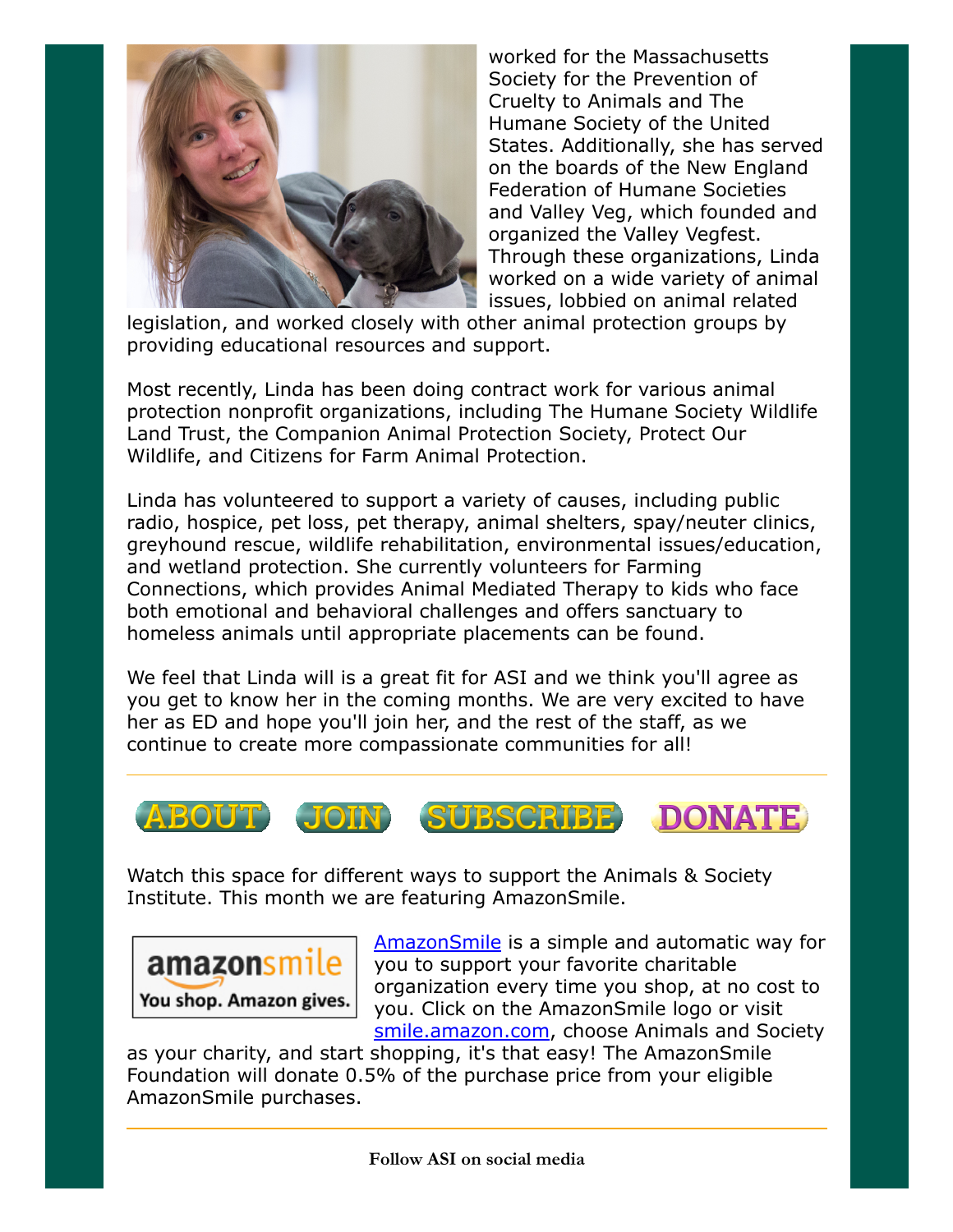worked for the Massachusetts Society for the Prevention of Cruelty to Animals and The Humane Society of the United States. Additionally, she has served on the boards of the New England Federation of Humane Societies and Valley Veg, which founded and organized the Valley Vegfest. Through these organizations, Linda worked on a wide variety of animal issues, lobbied on animal related legislation, and worked closely with other animal protection groups by providing educational resources and support.

Most recently, Linda has been doing contract work for various animal protection nonprofit organizations, including The Humane Society Wildlife Land Trust, the Companion Animal Protection Society, Protect Our Wildlife, and Citizens for Farm Animal Protection.

Linda has volunteered to support a variety of causes, including public radio, hospice, pet loss, pet therapy, animal shelters, spay/neuter clinics, greyhound rescue, wildlife rehabilitation, environmental issues/education, and wetland protection. She currently volunteers for Farming Connections, which provides Animal Mediated Therapy to kids who face both emotional and behavioral challenges and offers sanctuary to homeless animals until appropriate placements can be found.

We feel that Linda will is a great fit for ASI and we think you'll agree as you get to know her in the coming months. We are very excited to have her as ED and hope you'll join her, and the rest of the staff, as we continue to create more compassionate communities for all!

---

ABOUT JOIN SUBSCRIBE DONATE

Watch this space for different ways to support the Animals & Society Institute. This month we are featuring AmazonSmile.

amazonsmile
You shop. Amazon gives.

[AmazonSmile](#) is a simple and automatic way for you to support your favorite charitable organization every time you shop, at no cost to you. Click on the AmazonSmile logo or visit [smile.amazon.com](#), choose Animals and Society as your charity, and start shopping, it's that easy! The AmazonSmile Foundation will donate 0.5% of the purchase price from your eligible AmazonSmile purchases.

---

**Follow ASI on social media**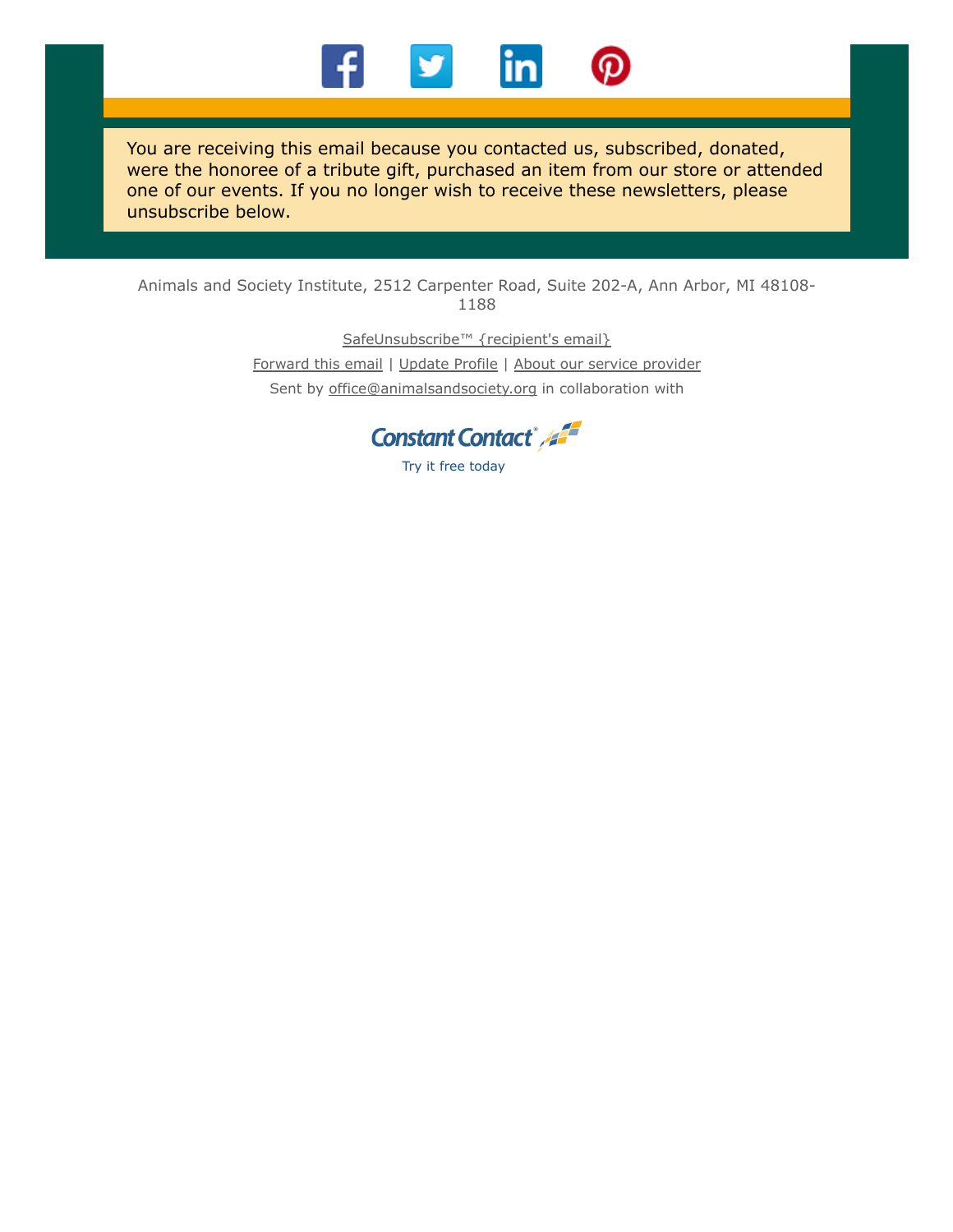You are receiving this email because you contacted us, subscribed, donated, were the honoree of a tribute gift, purchased an item from our store or attended one of our events. If you no longer wish to receive these newsletters, please unsubscribe below.

Animals and Society Institute, 2512 Carpenter Road, Suite 202-A, Ann Arbor, MI 48108-1188

SafeUnsubscribe™ {recipient's email}

Forward this email | Update Profile | About our service provider

Sent by office@animalsandsociety.org in collaboration with

Constant Contact

Try it free today